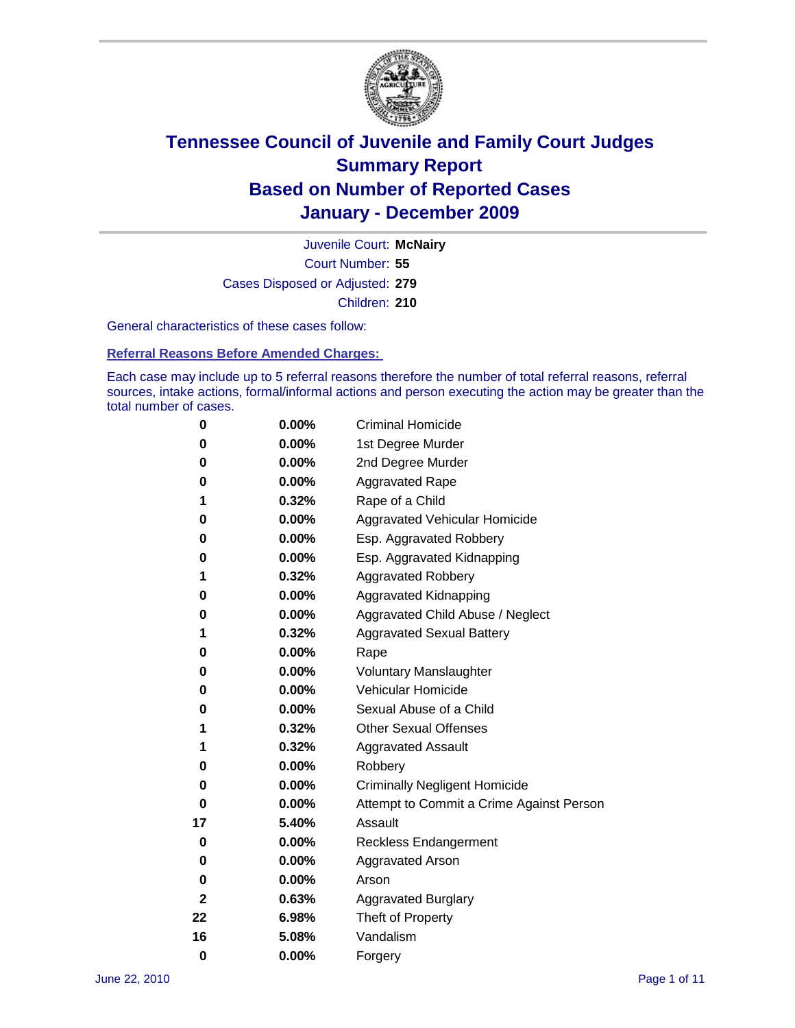# Tennessee Council of Juvenile and Family Court Judges
## Summary Report
## Based on Number of Reported Cases
## January - December 2009

Juvenile Court: **McNairy**

Court Number: **55**

Cases Disposed or Adjusted: **279**

Children: **210**

General characteristics of these cases follow:

### Referral Reasons Before Amended Charges:

Each case may include up to 5 referral reasons therefore the number of total referral reasons, referral sources, intake actions, formal/informal actions and person executing the action may be greater than the total number of cases.

| Count | Percent | Reason |
|---|---|---|
| 0 | 0.00% | Criminal Homicide |
| 0 | 0.00% | 1st Degree Murder |
| 0 | 0.00% | 2nd Degree Murder |
| 0 | 0.00% | Aggravated Rape |
| 1 | 0.32% | Rape of a Child |
| 0 | 0.00% | Aggravated Vehicular Homicide |
| 0 | 0.00% | Esp. Aggravated Robbery |
| 0 | 0.00% | Esp. Aggravated Kidnapping |
| 1 | 0.32% | Aggravated Robbery |
| 0 | 0.00% | Aggravated Kidnapping |
| 0 | 0.00% | Aggravated Child Abuse / Neglect |
| 1 | 0.32% | Aggravated Sexual Battery |
| 0 | 0.00% | Rape |
| 0 | 0.00% | Voluntary Manslaughter |
| 0 | 0.00% | Vehicular Homicide |
| 0 | 0.00% | Sexual Abuse of a Child |
| 1 | 0.32% | Other Sexual Offenses |
| 1 | 0.32% | Aggravated Assault |
| 0 | 0.00% | Robbery |
| 0 | 0.00% | Criminally Negligent Homicide |
| 0 | 0.00% | Attempt to Commit a Crime Against Person |
| 17 | 5.40% | Assault |
| 0 | 0.00% | Reckless Endangerment |
| 0 | 0.00% | Aggravated Arson |
| 0 | 0.00% | Arson |
| 2 | 0.63% | Aggravated Burglary |
| 22 | 6.98% | Theft of Property |
| 16 | 5.08% | Vandalism |
| 0 | 0.00% | Forgery |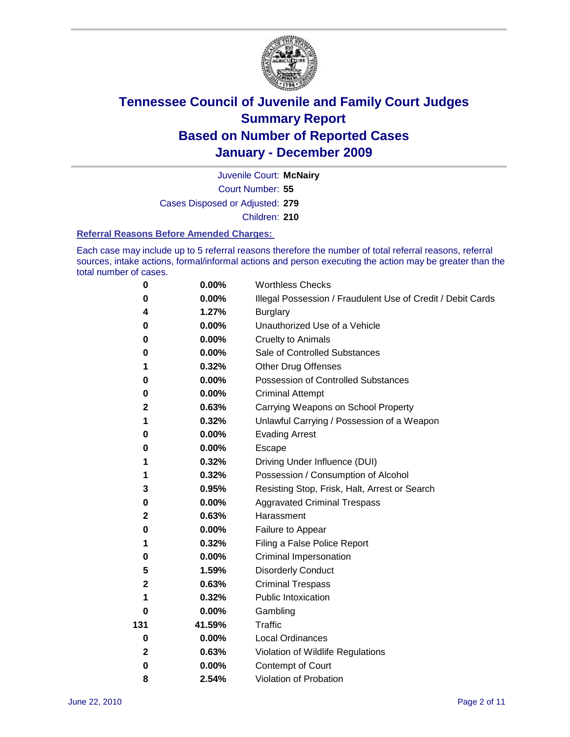# Tennessee Council of Juvenile and Family Court Judges
## Summary Report
## Based on Number of Reported Cases
## January - December 2009

Juvenile Court: **McNairy**

Court Number: **55**

Cases Disposed or Adjusted: **279**

Children: **210**

### Referral Reasons Before Amended Charges:

Each case may include up to 5 referral reasons therefore the number of total referral reasons, referral sources, intake actions, formal/informal actions and person executing the action may be greater than the total number of cases.

| Count | Percent | Referral Reason |
|---|---|---|
| 0 | 0.00% | Worthless Checks |
| 0 | 0.00% | Illegal Possession / Fraudulent Use of Credit / Debit Cards |
| 4 | 1.27% | Burglary |
| 0 | 0.00% | Unauthorized Use of a Vehicle |
| 0 | 0.00% | Cruelty to Animals |
| 0 | 0.00% | Sale of Controlled Substances |
| 1 | 0.32% | Other Drug Offenses |
| 0 | 0.00% | Possession of Controlled Substances |
| 0 | 0.00% | Criminal Attempt |
| 2 | 0.63% | Carrying Weapons on School Property |
| 1 | 0.32% | Unlawful Carrying / Possession of a Weapon |
| 0 | 0.00% | Evading Arrest |
| 0 | 0.00% | Escape |
| 1 | 0.32% | Driving Under Influence (DUI) |
| 1 | 0.32% | Possession / Consumption of Alcohol |
| 3 | 0.95% | Resisting Stop, Frisk, Halt, Arrest or Search |
| 0 | 0.00% | Aggravated Criminal Trespass |
| 2 | 0.63% | Harassment |
| 0 | 0.00% | Failure to Appear |
| 1 | 0.32% | Filing a False Police Report |
| 0 | 0.00% | Criminal Impersonation |
| 5 | 1.59% | Disorderly Conduct |
| 2 | 0.63% | Criminal Trespass |
| 1 | 0.32% | Public Intoxication |
| 0 | 0.00% | Gambling |
| 131 | 41.59% | Traffic |
| 0 | 0.00% | Local Ordinances |
| 2 | 0.63% | Violation of Wildlife Regulations |
| 0 | 0.00% | Contempt of Court |
| 8 | 2.54% | Violation of Probation |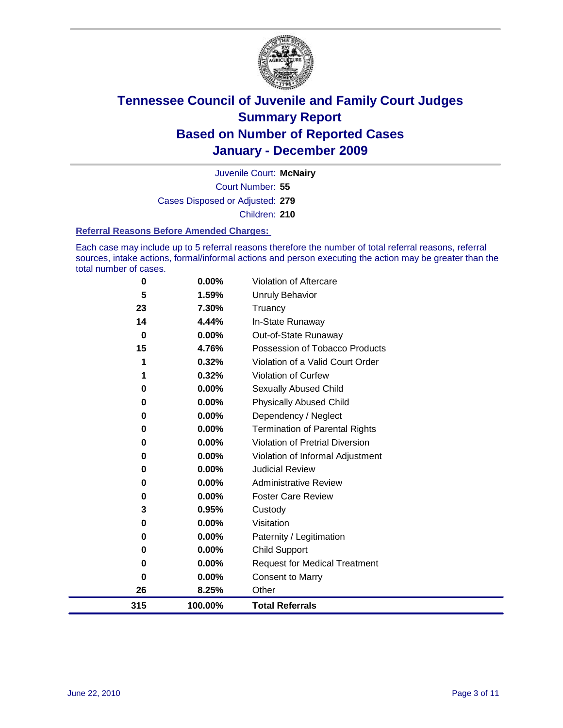# Tennessee Council of Juvenile and Family Court Judges
## Summary Report
## Based on Number of Reported Cases
## January - December 2009

Juvenile Court: **McNairy**

Court Number: **55**

Cases Disposed or Adjusted: **279**

Children: **210**

### Referral Reasons Before Amended Charges:

Each case may include up to 5 referral reasons therefore the number of total referral reasons, referral sources, intake actions, formal/informal actions and person executing the action may be greater than the total number of cases.

| Count | Percent | Referral Reason |
|---|---|---|
| 0 | 0.00% | Violation of Aftercare |
| 5 | 1.59% | Unruly Behavior |
| 23 | 7.30% | Truancy |
| 14 | 4.44% | In-State Runaway |
| 0 | 0.00% | Out-of-State Runaway |
| 15 | 4.76% | Possession of Tobacco Products |
| 1 | 0.32% | Violation of a Valid Court Order |
| 1 | 0.32% | Violation of Curfew |
| 0 | 0.00% | Sexually Abused Child |
| 0 | 0.00% | Physically Abused Child |
| 0 | 0.00% | Dependency / Neglect |
| 0 | 0.00% | Termination of Parental Rights |
| 0 | 0.00% | Violation of Pretrial Diversion |
| 0 | 0.00% | Violation of Informal Adjustment |
| 0 | 0.00% | Judicial Review |
| 0 | 0.00% | Administrative Review |
| 0 | 0.00% | Foster Care Review |
| 3 | 0.95% | Custody |
| 0 | 0.00% | Visitation |
| 0 | 0.00% | Paternity / Legitimation |
| 0 | 0.00% | Child Support |
| 0 | 0.00% | Request for Medical Treatment |
| 0 | 0.00% | Consent to Marry |
| 26 | 8.25% | Other |
| **315** | **100.00%** | **Total Referrals** |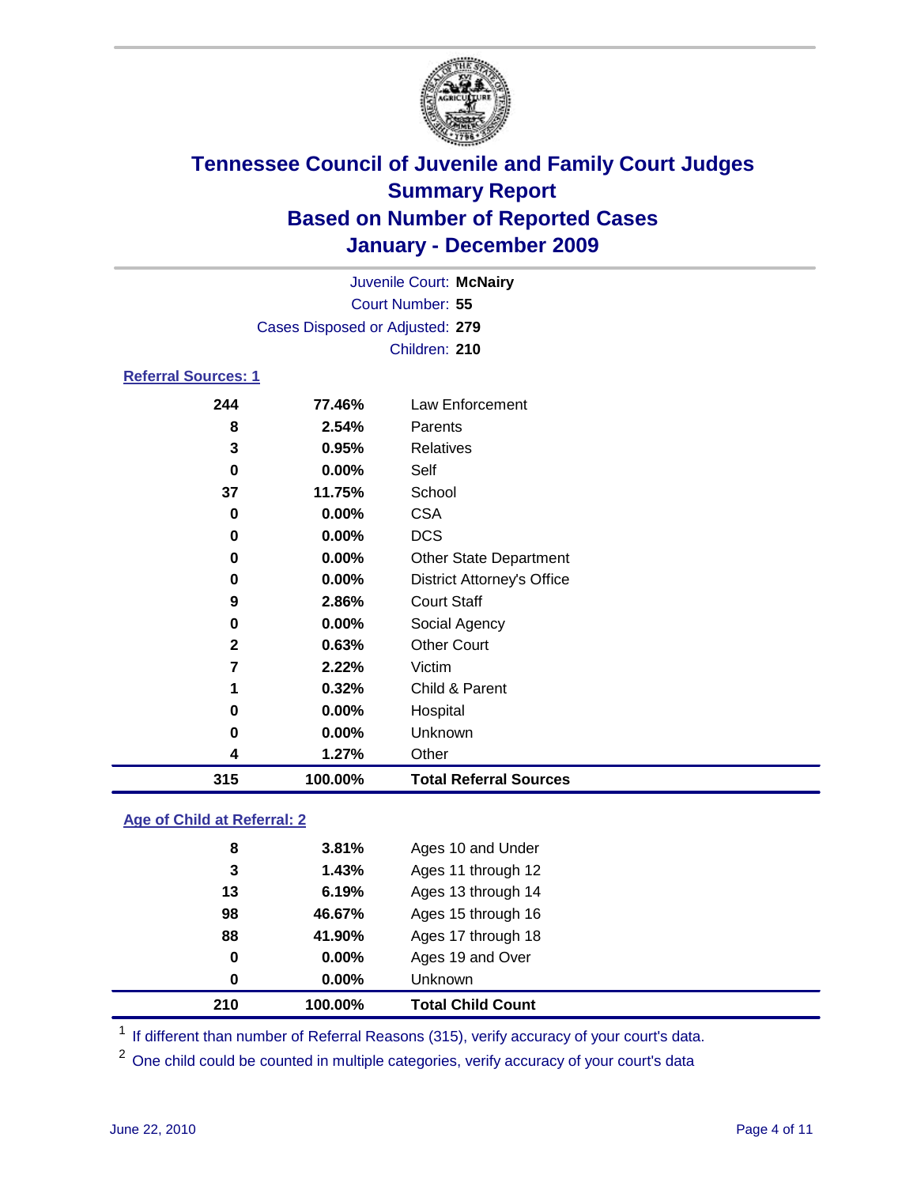# Tennessee Council of Juvenile and Family Court Judges
## Summary Report
## Based on Number of Reported Cases
## January - December 2009

Juvenile Court: **McNairy**
Court Number: **55**
Cases Disposed or Adjusted: **279**
Children: **210**

### Referral Sources: 1

| | | |
|---|---|---|
| 244 | 77.46% | Law Enforcement |
| 8 | 2.54% | Parents |
| 3 | 0.95% | Relatives |
| 0 | 0.00% | Self |
| 37 | 11.75% | School |
| 0 | 0.00% | CSA |
| 0 | 0.00% | DCS |
| 0 | 0.00% | Other State Department |
| 0 | 0.00% | District Attorney's Office |
| 9 | 2.86% | Court Staff |
| 0 | 0.00% | Social Agency |
| 2 | 0.63% | Other Court |
| 7 | 2.22% | Victim |
| 1 | 0.32% | Child & Parent |
| 0 | 0.00% | Hospital |
| 0 | 0.00% | Unknown |
| 4 | 1.27% | Other |
| **315** | **100.00%** | **Total Referral Sources** |

### Age of Child at Referral: 2

| | | |
|---|---|---|
| 8 | 3.81% | Ages 10 and Under |
| 3 | 1.43% | Ages 11 through 12 |
| 13 | 6.19% | Ages 13 through 14 |
| 98 | 46.67% | Ages 15 through 16 |
| 88 | 41.90% | Ages 17 through 18 |
| 0 | 0.00% | Ages 19 and Over |
| 0 | 0.00% | Unknown |
| **210** | **100.00%** | **Total Child Count** |

[1] If different than number of Referral Reasons (315), verify accuracy of your court's data.

[2] One child could be counted in multiple categories, verify accuracy of your court's data

June 22, 2010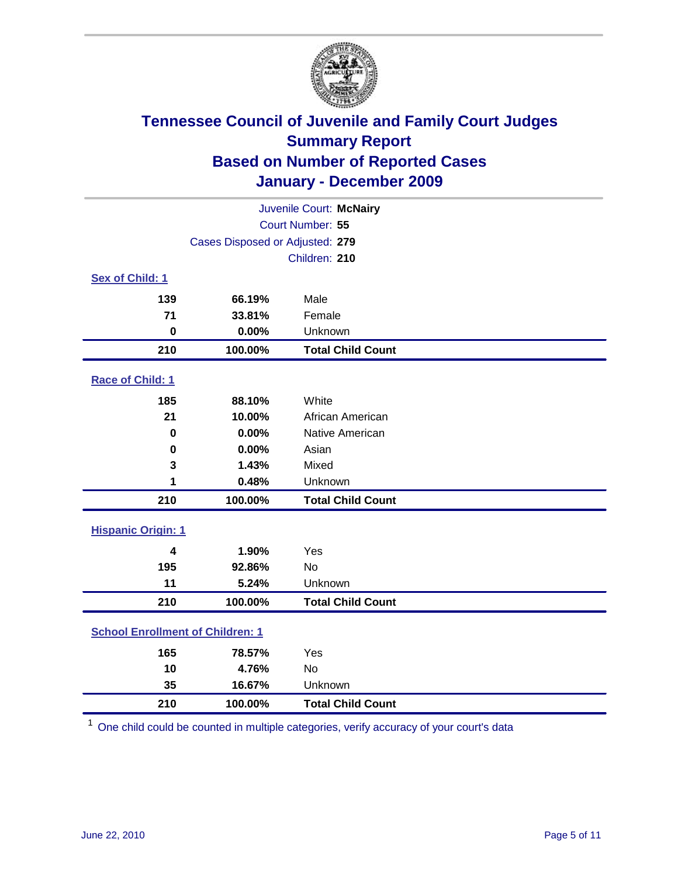# Tennessee Council of Juvenile and Family Court Judges
## Summary Report
## Based on Number of Reported Cases
## January - December 2009

Juvenile Court: **McNairy**
Court Number: **55**
Cases Disposed or Adjusted: **279**
Children: **210**

### Sex of Child: 1

| Count | Percent | Category |
|---|---|---|
| 139 | 66.19% | Male |
| 71 | 33.81% | Female |
| 0 | 0.00% | Unknown |
| **210** | **100.00%** | **Total Child Count** |

### Race of Child: 1

| Count | Percent | Category |
|---|---|---|
| 185 | 88.10% | White |
| 21 | 10.00% | African American |
| 0 | 0.00% | Native American |
| 0 | 0.00% | Asian |
| 3 | 1.43% | Mixed |
| 1 | 0.48% | Unknown |
| **210** | **100.00%** | **Total Child Count** |

### Hispanic Origin: 1

| Count | Percent | Category |
|---|---|---|
| 4 | 1.90% | Yes |
| 195 | 92.86% | No |
| 11 | 5.24% | Unknown |
| **210** | **100.00%** | **Total Child Count** |

### School Enrollment of Children: 1

| Count | Percent | Category |
|---|---|---|
| 165 | 78.57% | Yes |
| 10 | 4.76% | No |
| 35 | 16.67% | Unknown |
| **210** | **100.00%** | **Total Child Count** |

[1] One child could be counted in multiple categories, verify accuracy of your court's data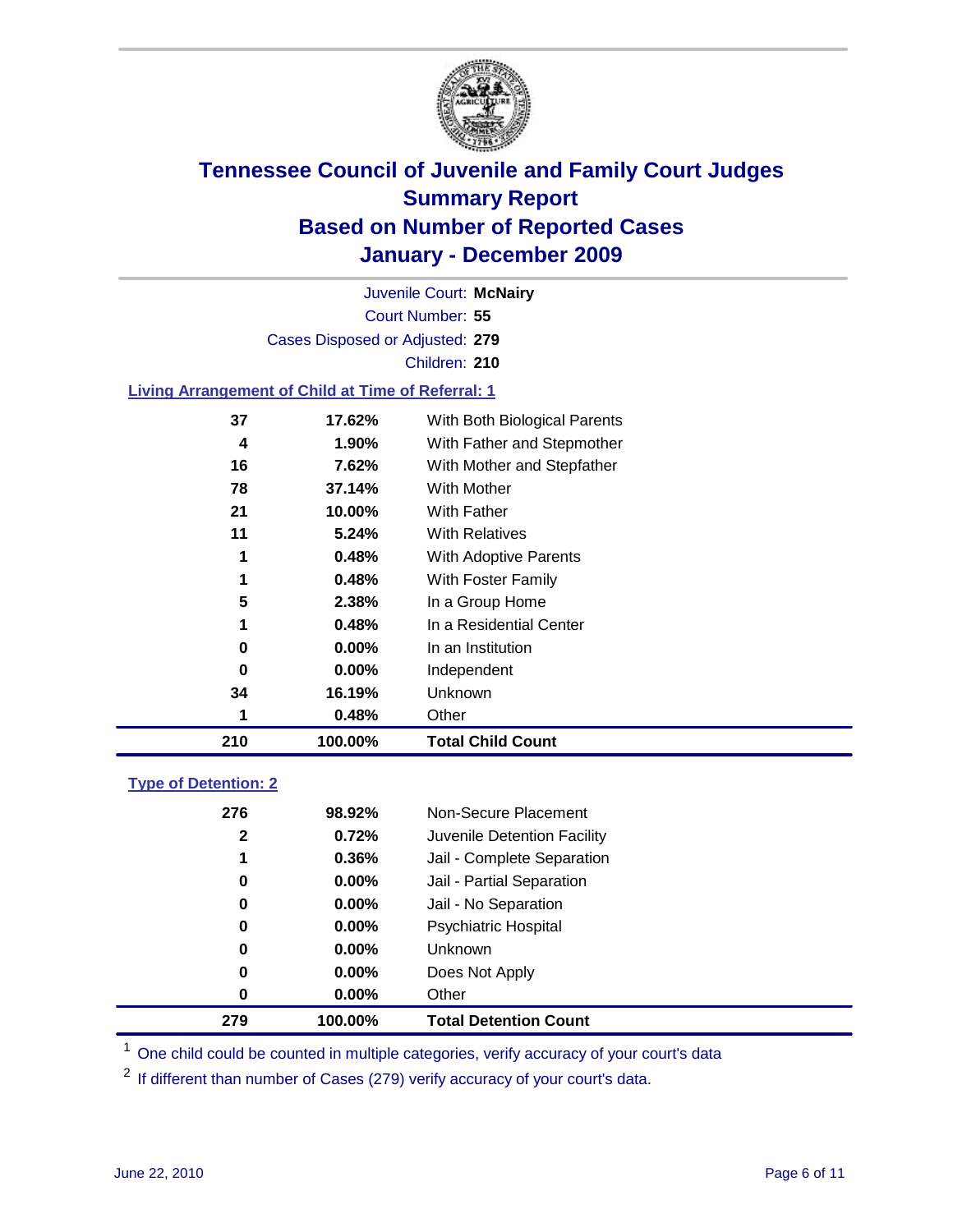# Tennessee Council of Juvenile and Family Court Judges
## Summary Report
## Based on Number of Reported Cases
## January - December 2009

Juvenile Court: **McNairy**
Court Number: **55**
Cases Disposed or Adjusted: **279**
Children: **210**

### Living Arrangement of Child at Time of Referral: 1

| Count | Percent | Category |
|---|---|---|
| 37 | 17.62% | With Both Biological Parents |
| 4 | 1.90% | With Father and Stepmother |
| 16 | 7.62% | With Mother and Stepfather |
| 78 | 37.14% | With Mother |
| 21 | 10.00% | With Father |
| 11 | 5.24% | With Relatives |
| 1 | 0.48% | With Adoptive Parents |
| 1 | 0.48% | With Foster Family |
| 5 | 2.38% | In a Group Home |
| 1 | 0.48% | In a Residential Center |
| 0 | 0.00% | In an Institution |
| 0 | 0.00% | Independent |
| 34 | 16.19% | Unknown |
| 1 | 0.48% | Other |
| **210** | **100.00%** | **Total Child Count** |

### Type of Detention: 2

| Count | Percent | Category |
|---|---|---|
| 276 | 98.92% | Non-Secure Placement |
| 2 | 0.72% | Juvenile Detention Facility |
| 1 | 0.36% | Jail - Complete Separation |
| 0 | 0.00% | Jail - Partial Separation |
| 0 | 0.00% | Jail - No Separation |
| 0 | 0.00% | Psychiatric Hospital |
| 0 | 0.00% | Unknown |
| 0 | 0.00% | Does Not Apply |
| 0 | 0.00% | Other |
| **279** | **100.00%** | **Total Detention Count** |

[1] One child could be counted in multiple categories, verify accuracy of your court's data

[2] If different than number of Cases (279) verify accuracy of your court's data.

June 22, 2010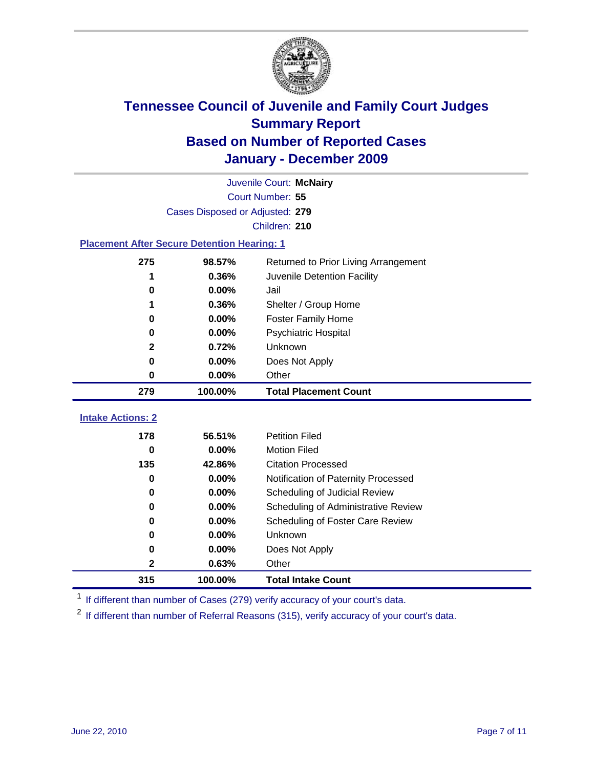# Tennessee Council of Juvenile and Family Court Judges
## Summary Report
## Based on Number of Reported Cases
## January - December 2009

Juvenile Court: **McNairy**
Court Number: **55**
Cases Disposed or Adjusted: **279**
Children: **210**

### Placement After Secure Detention Hearing: 1

| Count | Percent | Placement |
|---|---|---|
| 275 | 98.57% | Returned to Prior Living Arrangement |
| 1 | 0.36% | Juvenile Detention Facility |
| 0 | 0.00% | Jail |
| 1 | 0.36% | Shelter / Group Home |
| 0 | 0.00% | Foster Family Home |
| 0 | 0.00% | Psychiatric Hospital |
| 2 | 0.72% | Unknown |
| 0 | 0.00% | Does Not Apply |
| 0 | 0.00% | Other |
| **279** | **100.00%** | **Total Placement Count** |

### Intake Actions: 2

| Count | Percent | Intake Action |
|---|---|---|
| 178 | 56.51% | Petition Filed |
| 0 | 0.00% | Motion Filed |
| 135 | 42.86% | Citation Processed |
| 0 | 0.00% | Notification of Paternity Processed |
| 0 | 0.00% | Scheduling of Judicial Review |
| 0 | 0.00% | Scheduling of Administrative Review |
| 0 | 0.00% | Scheduling of Foster Care Review |
| 0 | 0.00% | Unknown |
| 0 | 0.00% | Does Not Apply |
| 2 | 0.63% | Other |
| **315** | **100.00%** | **Total Intake Count** |

[1] If different than number of Cases (279) verify accuracy of your court's data.

[2] If different than number of Referral Reasons (315), verify accuracy of your court's data.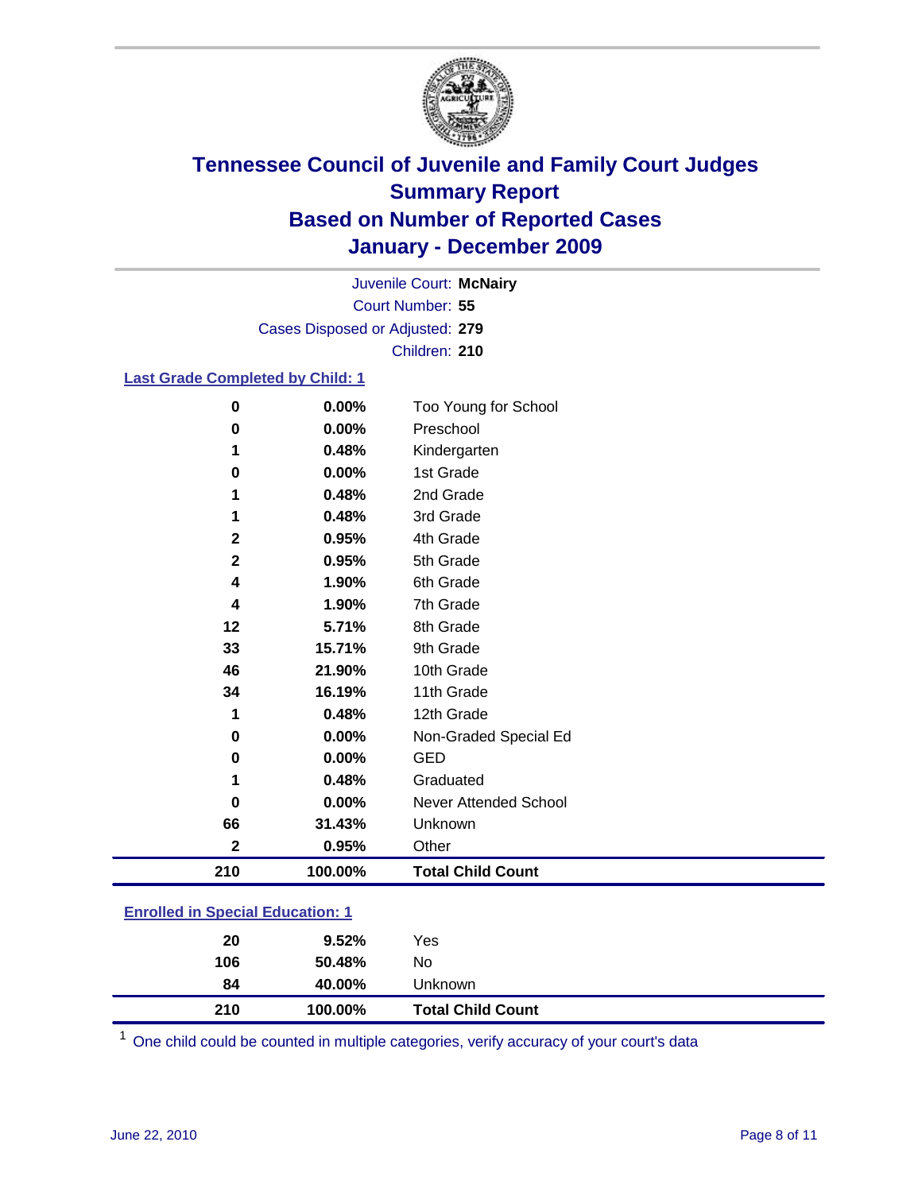# Tennessee Council of Juvenile and Family Court Judges
## Summary Report
## Based on Number of Reported Cases
## January - December 2009

Juvenile Court: **McNairy**
Court Number: **55**
Cases Disposed or Adjusted: **279**
Children: **210**

### Last Grade Completed by Child: 1

| | | |
|---|---|---|
| 0 | 0.00% | Too Young for School |
| 0 | 0.00% | Preschool |
| 1 | 0.48% | Kindergarten |
| 0 | 0.00% | 1st Grade |
| 1 | 0.48% | 2nd Grade |
| 1 | 0.48% | 3rd Grade |
| 2 | 0.95% | 4th Grade |
| 2 | 0.95% | 5th Grade |
| 4 | 1.90% | 6th Grade |
| 4 | 1.90% | 7th Grade |
| 12 | 5.71% | 8th Grade |
| 33 | 15.71% | 9th Grade |
| 46 | 21.90% | 10th Grade |
| 34 | 16.19% | 11th Grade |
| 1 | 0.48% | 12th Grade |
| 0 | 0.00% | Non-Graded Special Ed |
| 0 | 0.00% | GED |
| 1 | 0.48% | Graduated |
| 0 | 0.00% | Never Attended School |
| 66 | 31.43% | Unknown |
| 2 | 0.95% | Other |
| **210** | **100.00%** | **Total Child Count** |

### Enrolled in Special Education: 1

| | | |
|---|---|---|
| 20 | 9.52% | Yes |
| 106 | 50.48% | No |
| 84 | 40.00% | Unknown |
| **210** | **100.00%** | **Total Child Count** |

[1] One child could be counted in multiple categories, verify accuracy of your court's data

June 22, 2010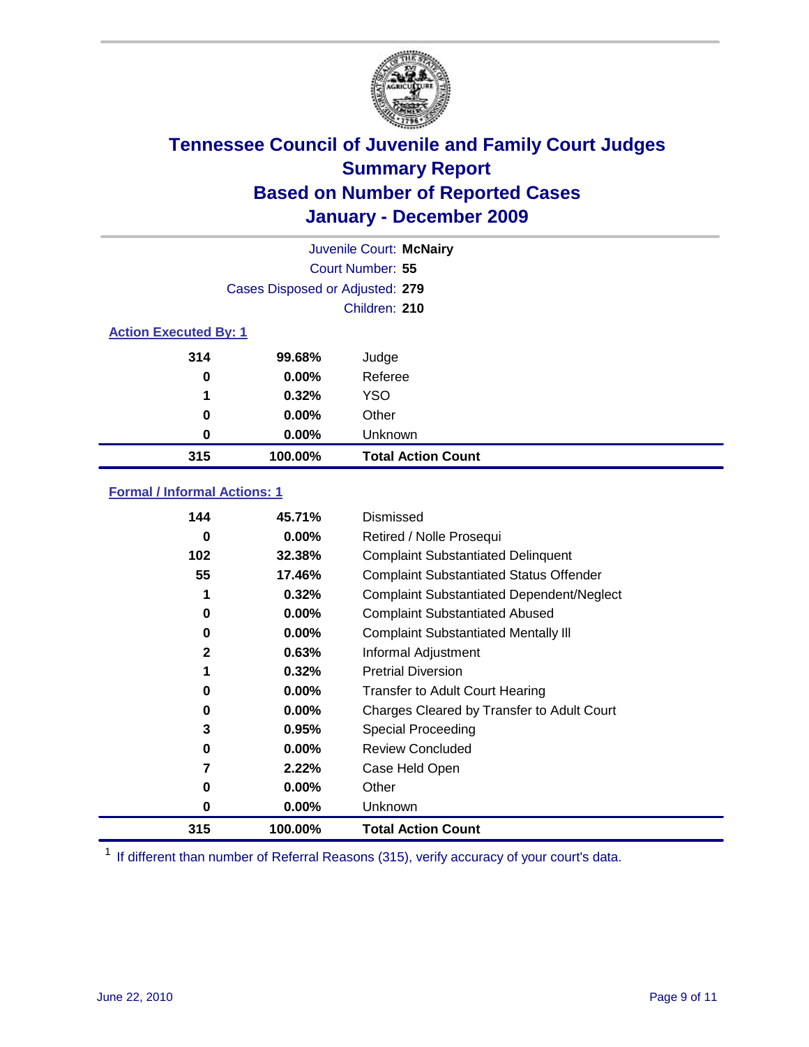# Tennessee Council of Juvenile and Family Court Judges
## Summary Report
## Based on Number of Reported Cases
## January - December 2009

Juvenile Court: **McNairy**
Court Number: **55**
Cases Disposed or Adjusted: **279**
Children: **210**

### Action Executed By: 1

| Count | Percent | Description |
|---|---|---|
| 314 | 99.68% | Judge |
| 0 | 0.00% | Referee |
| 1 | 0.32% | YSO |
| 0 | 0.00% | Other |
| 0 | 0.00% | Unknown |
| **315** | **100.00%** | **Total Action Count** |

### Formal / Informal Actions: 1

| Count | Percent | Description |
|---|---|---|
| 144 | 45.71% | Dismissed |
| 0 | 0.00% | Retired / Nolle Prosequi |
| 102 | 32.38% | Complaint Substantiated Delinquent |
| 55 | 17.46% | Complaint Substantiated Status Offender |
| 1 | 0.32% | Complaint Substantiated Dependent/Neglect |
| 0 | 0.00% | Complaint Substantiated Abused |
| 0 | 0.00% | Complaint Substantiated Mentally Ill |
| 2 | 0.63% | Informal Adjustment |
| 1 | 0.32% | Pretrial Diversion |
| 0 | 0.00% | Transfer to Adult Court Hearing |
| 0 | 0.00% | Charges Cleared by Transfer to Adult Court |
| 3 | 0.95% | Special Proceeding |
| 0 | 0.00% | Review Concluded |
| 7 | 2.22% | Case Held Open |
| 0 | 0.00% | Other |
| 0 | 0.00% | Unknown |
| **315** | **100.00%** | **Total Action Count** |

[1] If different than number of Referral Reasons (315), verify accuracy of your court's data.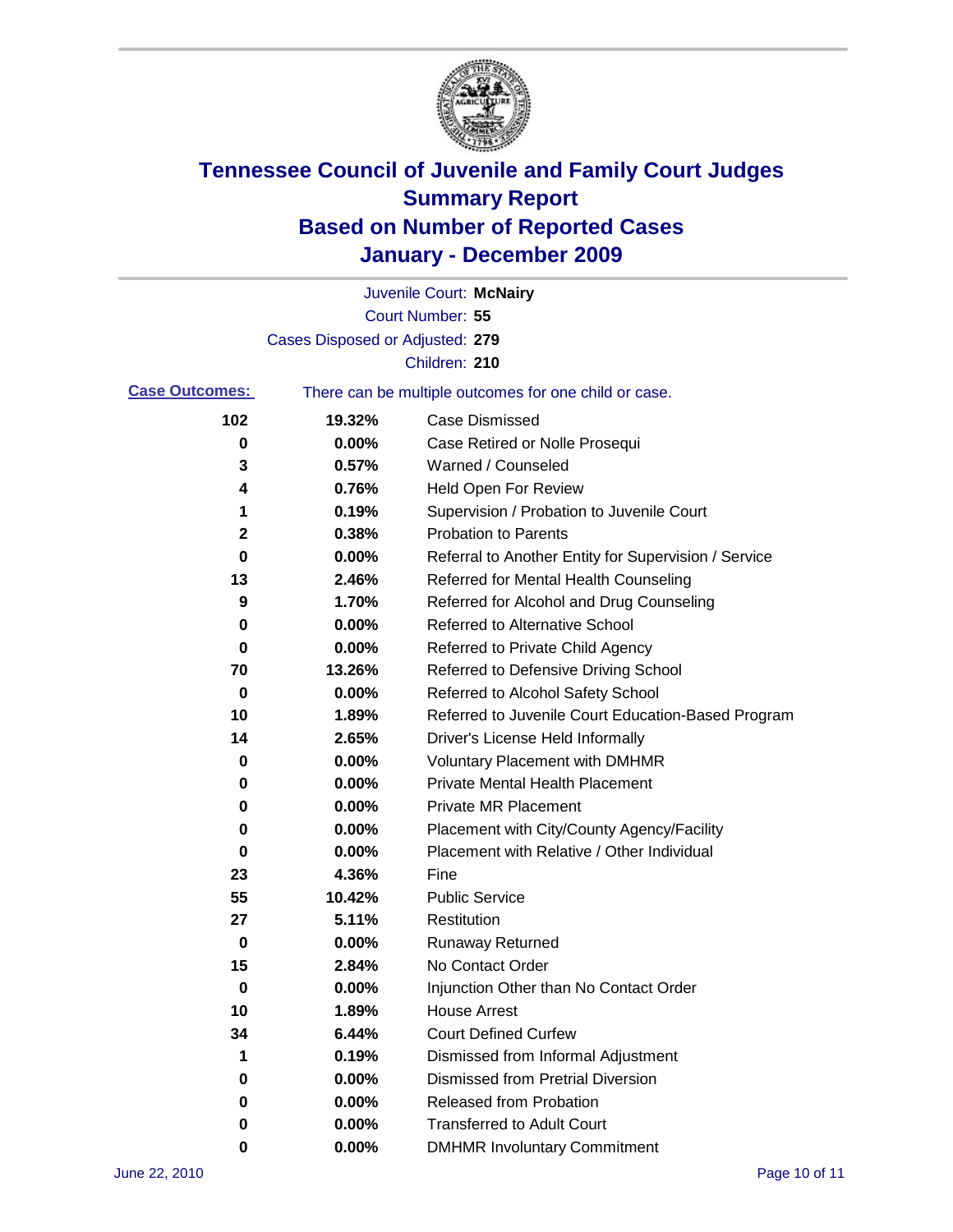# Tennessee Council of Juvenile and Family Court Judges
## Summary Report
## Based on Number of Reported Cases
## January - December 2009

Juvenile Court: **McNairy**
Court Number: **55**
Cases Disposed or Adjusted: **279**
Children: **210**

**Case Outcomes:** There can be multiple outcomes for one child or case.

| Count | Percent | Outcome |
|---|---|---|
| 102 | 19.32% | Case Dismissed |
| 0 | 0.00% | Case Retired or Nolle Prosequi |
| 3 | 0.57% | Warned / Counseled |
| 4 | 0.76% | Held Open For Review |
| 1 | 0.19% | Supervision / Probation to Juvenile Court |
| 2 | 0.38% | Probation to Parents |
| 0 | 0.00% | Referral to Another Entity for Supervision / Service |
| 13 | 2.46% | Referred for Mental Health Counseling |
| 9 | 1.70% | Referred for Alcohol and Drug Counseling |
| 0 | 0.00% | Referred to Alternative School |
| 0 | 0.00% | Referred to Private Child Agency |
| 70 | 13.26% | Referred to Defensive Driving School |
| 0 | 0.00% | Referred to Alcohol Safety School |
| 10 | 1.89% | Referred to Juvenile Court Education-Based Program |
| 14 | 2.65% | Driver's License Held Informally |
| 0 | 0.00% | Voluntary Placement with DMHMR |
| 0 | 0.00% | Private Mental Health Placement |
| 0 | 0.00% | Private MR Placement |
| 0 | 0.00% | Placement with City/County Agency/Facility |
| 0 | 0.00% | Placement with Relative / Other Individual |
| 23 | 4.36% | Fine |
| 55 | 10.42% | Public Service |
| 27 | 5.11% | Restitution |
| 0 | 0.00% | Runaway Returned |
| 15 | 2.84% | No Contact Order |
| 0 | 0.00% | Injunction Other than No Contact Order |
| 10 | 1.89% | House Arrest |
| 34 | 6.44% | Court Defined Curfew |
| 1 | 0.19% | Dismissed from Informal Adjustment |
| 0 | 0.00% | Dismissed from Pretrial Diversion |
| 0 | 0.00% | Released from Probation |
| 0 | 0.00% | Transferred to Adult Court |
| 0 | 0.00% | DMHMR Involuntary Commitment |

June 22, 2010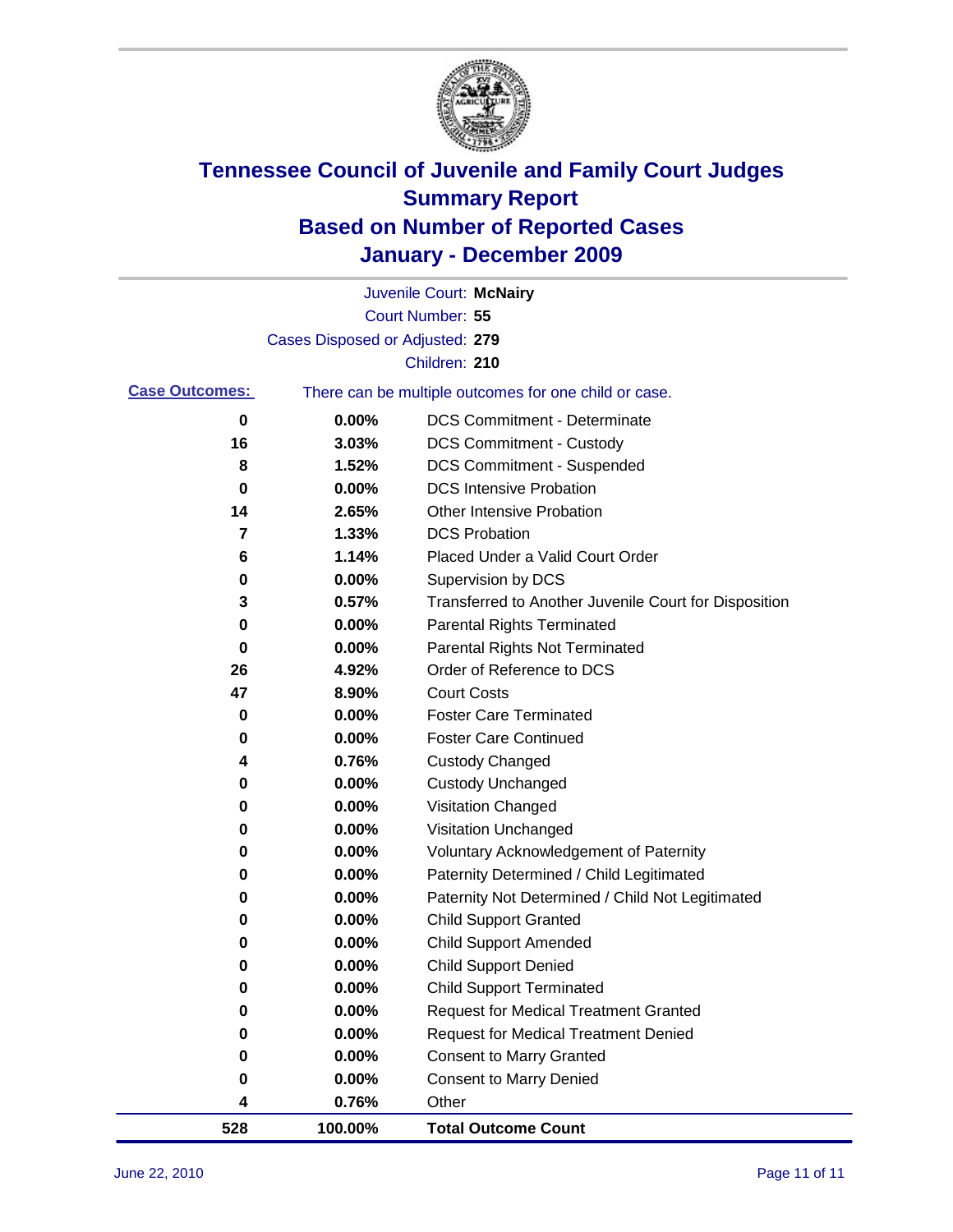# Tennessee Council of Juvenile and Family Court Judges
## Summary Report
## Based on Number of Reported Cases
## January - December 2009

Juvenile Court: **McNairy**
Court Number: **55**
Cases Disposed or Adjusted: **279**
Children: **210**

**Case Outcomes:** There can be multiple outcomes for one child or case.

| | | |
|---|---|---|
| 0 | 0.00% | DCS Commitment - Determinate |
| 16 | 3.03% | DCS Commitment - Custody |
| 8 | 1.52% | DCS Commitment - Suspended |
| 0 | 0.00% | DCS Intensive Probation |
| 14 | 2.65% | Other Intensive Probation |
| 7 | 1.33% | DCS Probation |
| 6 | 1.14% | Placed Under a Valid Court Order |
| 0 | 0.00% | Supervision by DCS |
| 3 | 0.57% | Transferred to Another Juvenile Court for Disposition |
| 0 | 0.00% | Parental Rights Terminated |
| 0 | 0.00% | Parental Rights Not Terminated |
| 26 | 4.92% | Order of Reference to DCS |
| 47 | 8.90% | Court Costs |
| 0 | 0.00% | Foster Care Terminated |
| 0 | 0.00% | Foster Care Continued |
| 4 | 0.76% | Custody Changed |
| 0 | 0.00% | Custody Unchanged |
| 0 | 0.00% | Visitation Changed |
| 0 | 0.00% | Visitation Unchanged |
| 0 | 0.00% | Voluntary Acknowledgement of Paternity |
| 0 | 0.00% | Paternity Determined / Child Legitimated |
| 0 | 0.00% | Paternity Not Determined / Child Not Legitimated |
| 0 | 0.00% | Child Support Granted |
| 0 | 0.00% | Child Support Amended |
| 0 | 0.00% | Child Support Denied |
| 0 | 0.00% | Child Support Terminated |
| 0 | 0.00% | Request for Medical Treatment Granted |
| 0 | 0.00% | Request for Medical Treatment Denied |
| 0 | 0.00% | Consent to Marry Granted |
| 0 | 0.00% | Consent to Marry Denied |
| 4 | 0.76% | Other |
| **528** | **100.00%** | **Total Outcome Count** |

June 22, 2010